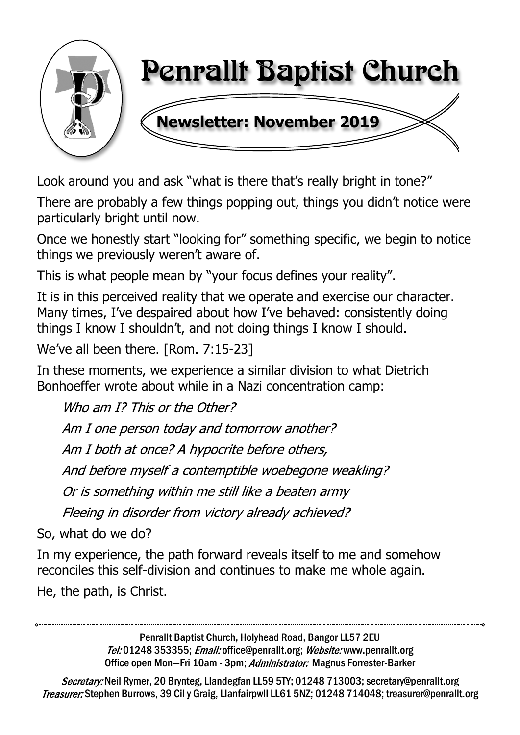# Penrallt Baptist Church

## Newsletter: November 2019

Look around you and ask "what is there that's really bright in tone?"

There are probably a few things popping out, things you didn't notice were particularly bright until now.

Once we honestly start "looking for" something specific, we begin to notice things we previously weren't aware of.

This is what people mean by "your focus defines your reality".

It is in this perceived reality that we operate and exercise our character. Many times, I've despaired about how I've behaved: consistently doing things I know I shouldn't, and not doing things I know I should.

We've all been there. [Rom. 7:15-23]

In these moments, we experience a similar division to what Dietrich Bonhoeffer wrote about while in a Nazi concentration camp:

> *Who am I? This or the Other?*
>
> *Am I one person today and tomorrow another?*
>
> *Am I both at once? A hypocrite before others,*
>
> *And before myself a contemptible woebegone weakling?*
>
> *Or is something within me still like a beaten army*
>
> *Fleeing in disorder from victory already achieved?*

So, what do we do?

In my experience, the path forward reveals itself to me and somehow reconciles this self-division and continues to make me whole again.

He, the path, is Christ.

---

Penrallt Baptist Church, Holyhead Road, Bangor LL57 2EU
*Tel:* 01248 353355; *Email:* office@penrallt.org; *Website:* www.penrallt.org
Office open Mon—Fri 10am - 3pm; *Administrator:* Magnus Forrester-Barker

*Secretary:* Neil Rymer, 20 Brynteg, Llandegfan LL59 5TY; 01248 713003; secretary@penrallt.org
*Treasurer:* Stephen Burrows, 39 Cil y Graig, Llanfairpwll LL61 5NZ; 01248 714048; treasurer@penrallt.org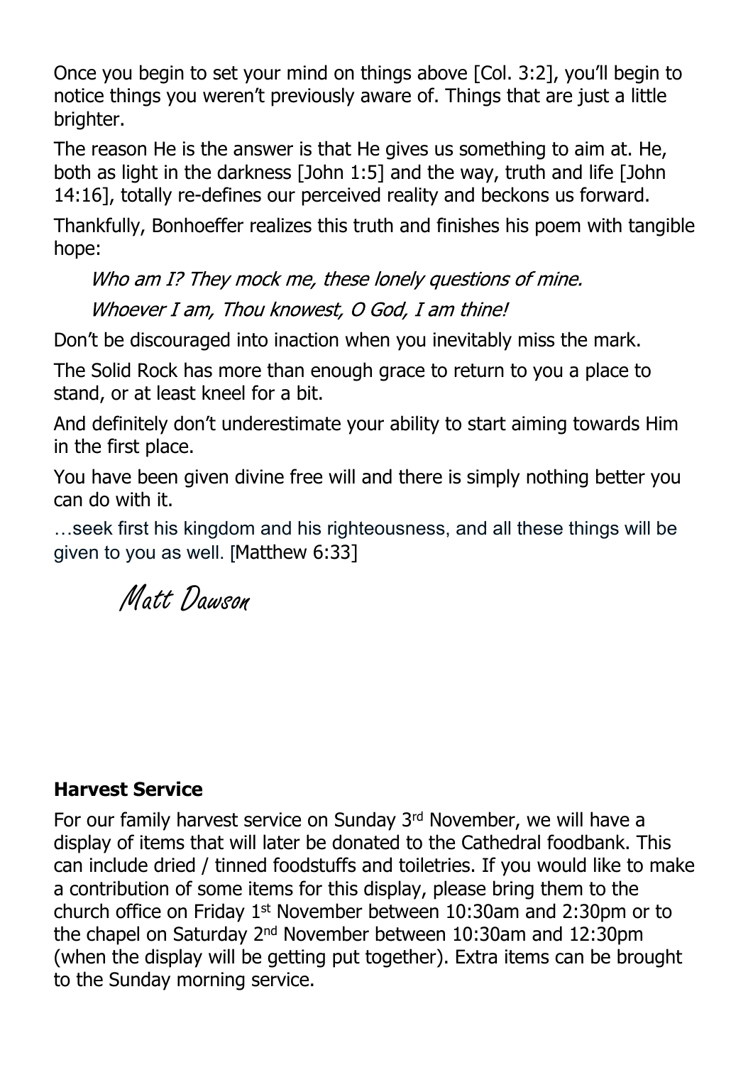Once you begin to set your mind on things above [Col. 3:2], you'll begin to notice things you weren't previously aware of. Things that are just a little brighter.

The reason He is the answer is that He gives us something to aim at. He, both as light in the darkness [John 1:5] and the way, truth and life [John 14:16], totally re-defines our perceived reality and beckons us forward.

Thankfully, Bonhoeffer realizes this truth and finishes his poem with tangible hope:

> *Who am I? They mock me, these lonely questions of mine.*
>
> *Whoever I am, Thou knowest, O God, I am thine!*

Don't be discouraged into inaction when you inevitably miss the mark.

The Solid Rock has more than enough grace to return to you a place to stand, or at least kneel for a bit.

And definitely don't underestimate your ability to start aiming towards Him in the first place.

You have been given divine free will and there is simply nothing better you can do with it.

…seek first his kingdom and his righteousness, and all these things will be given to you as well. [Matthew 6:33]

*Matt Dawson*

**Harvest Service**

For our family harvest service on Sunday 3rd November, we will have a display of items that will later be donated to the Cathedral foodbank. This can include dried / tinned foodstuffs and toiletries. If you would like to make a contribution of some items for this display, please bring them to the church office on Friday 1st November between 10:30am and 2:30pm or to the chapel on Saturday 2nd November between 10:30am and 12:30pm (when the display will be getting put together). Extra items can be brought to the Sunday morning service.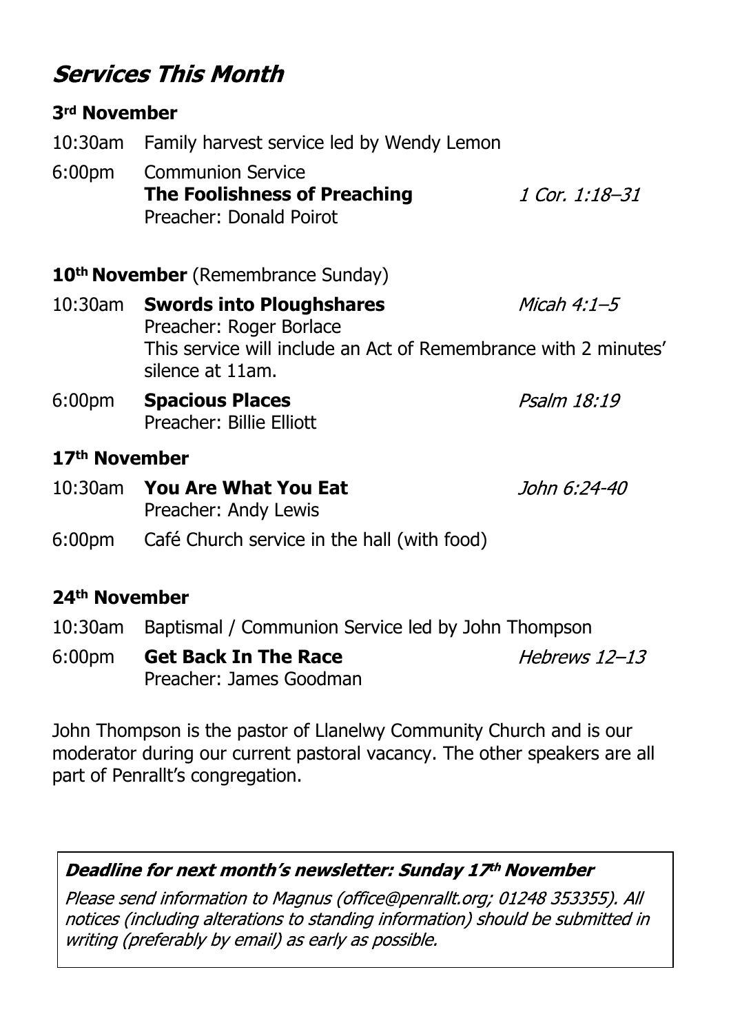# *Services This Month*

### 3rd November

10:30am Family harvest service led by Wendy Lemon

6:00pm Communion Service
**The Foolishness of Preaching** *1 Cor. 1:18–31*
Preacher: Donald Poirot

### 10th November (Remembrance Sunday)

10:30am **Swords into Ploughshares** *Micah 4:1–5*
Preacher: Roger Borlace
This service will include an Act of Remembrance with 2 minutes' silence at 11am.

6:00pm **Spacious Places** *Psalm 18:19*
Preacher: Billie Elliott

### 17th November

10:30am **You Are What You Eat** *John 6:24-40*
Preacher: Andy Lewis

6:00pm Café Church service in the hall (with food)

### 24th November

10:30am Baptismal / Communion Service led by John Thompson

6:00pm **Get Back In The Race** *Hebrews 12–13*
Preacher: James Goodman

John Thompson is the pastor of Llanelwy Community Church and is our moderator during our current pastoral vacancy. The other speakers are all part of Penrallt's congregation.

***Deadline for next month's newsletter: Sunday 17th November***

*Please send information to Magnus (office@penrallt.org; 01248 353355). All notices (including alterations to standing information) should be submitted in writing (preferably by email) as early as possible.*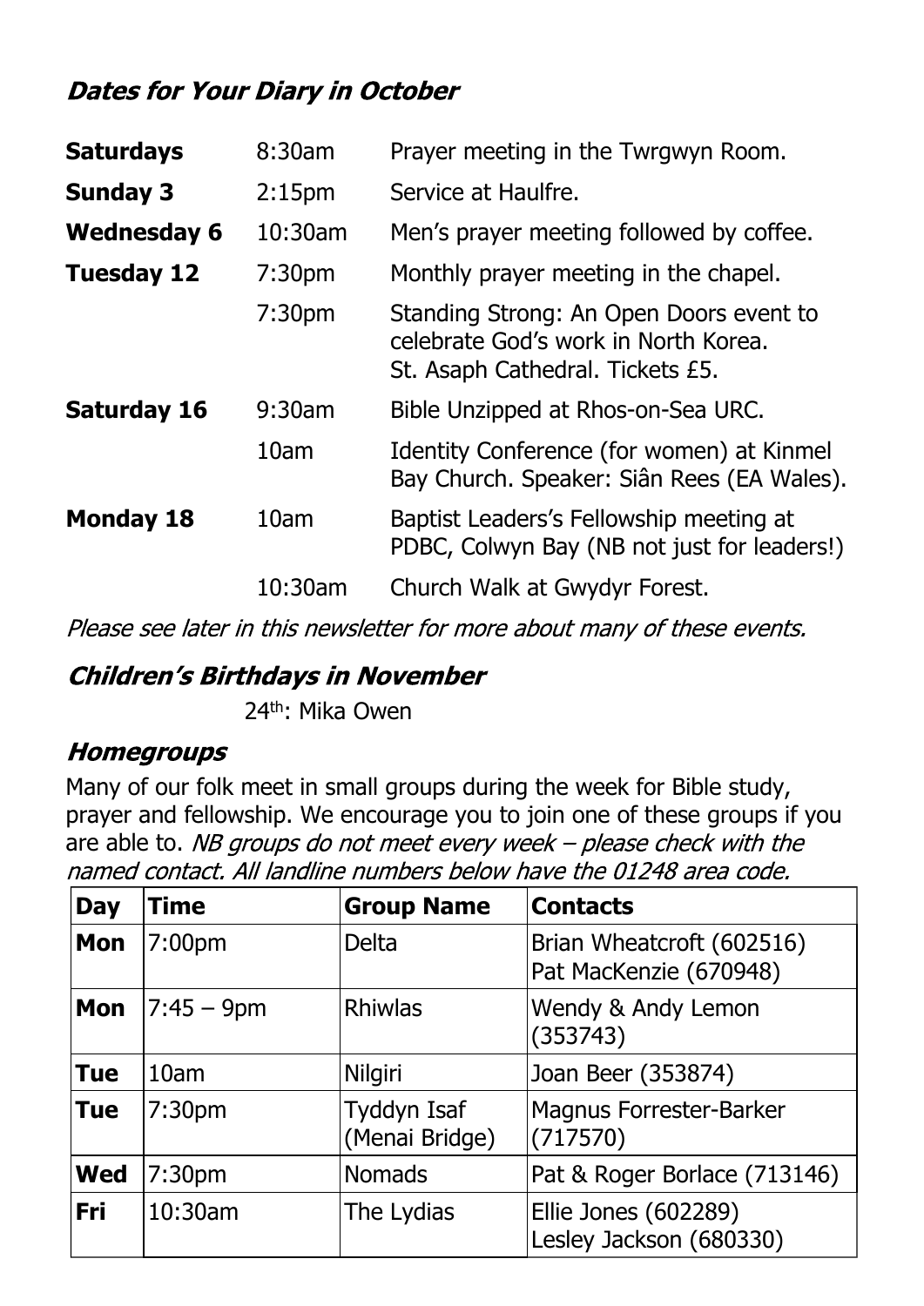## *Dates for Your Diary in October*

| | | |
|---|---|---|
| **Saturdays** | 8:30am | Prayer meeting in the Twrgwyn Room. |
| **Sunday 3** | 2:15pm | Service at Haulfre. |
| **Wednesday 6** | 10:30am | Men's prayer meeting followed by coffee. |
| **Tuesday 12** | 7:30pm | Monthly prayer meeting in the chapel. |
| | 7:30pm | Standing Strong: An Open Doors event to celebrate God's work in North Korea. St. Asaph Cathedral. Tickets £5. |
| **Saturday 16** | 9:30am | Bible Unzipped at Rhos-on-Sea URC. |
| | 10am | Identity Conference (for women) at Kinmel Bay Church. Speaker: Siân Rees (EA Wales). |
| **Monday 18** | 10am | Baptist Leaders's Fellowship meeting at PDBC, Colwyn Bay (NB not just for leaders!) |
| | 10:30am | Church Walk at Gwydyr Forest. |

*Please see later in this newsletter for more about many of these events.*

## *Children's Birthdays in November*

24th: Mika Owen

## *Homegroups*

Many of our folk meet in small groups during the week for Bible study, prayer and fellowship. We encourage you to join one of these groups if you are able to. *NB groups do not meet every week – please check with the named contact. All landline numbers below have the 01248 area code.*

| Day | Time | Group Name | Contacts |
|---|---|---|---|
| **Mon** | 7:00pm | Delta | Brian Wheatcroft (602516) Pat MacKenzie (670948) |
| **Mon** | 7:45 – 9pm | Rhiwlas | Wendy & Andy Lemon (353743) |
| **Tue** | 10am | Nilgiri | Joan Beer (353874) |
| **Tue** | 7:30pm | Tyddyn Isaf (Menai Bridge) | Magnus Forrester-Barker (717570) |
| **Wed** | 7:30pm | Nomads | Pat & Roger Borlace (713146) |
| **Fri** | 10:30am | The Lydias | Ellie Jones (602289) Lesley Jackson (680330) |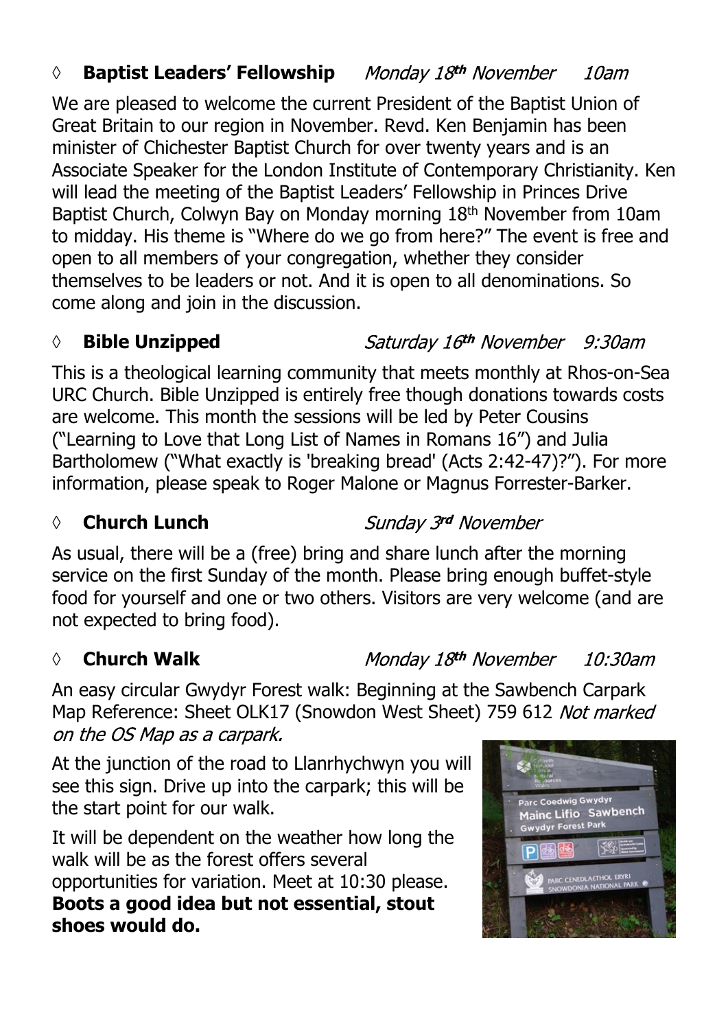### ◊ **Baptist Leaders' Fellowship** *Monday 18th November 10am*

We are pleased to welcome the current President of the Baptist Union of Great Britain to our region in November. Revd. Ken Benjamin has been minister of Chichester Baptist Church for over twenty years and is an Associate Speaker for the London Institute of Contemporary Christianity. Ken will lead the meeting of the Baptist Leaders' Fellowship in Princes Drive Baptist Church, Colwyn Bay on Monday morning 18th November from 10am to midday. His theme is "Where do we go from here?" The event is free and open to all members of your congregation, whether they consider themselves to be leaders or not. And it is open to all denominations. So come along and join in the discussion.

### ◊ **Bible Unzipped** *Saturday 16th November 9:30am*

This is a theological learning community that meets monthly at Rhos-on-Sea URC Church. Bible Unzipped is entirely free though donations towards costs are welcome. This month the sessions will be led by Peter Cousins ("Learning to Love that Long List of Names in Romans 16") and Julia Bartholomew ("What exactly is 'breaking bread' (Acts 2:42-47)?"). For more information, please speak to Roger Malone or Magnus Forrester-Barker.

### ◊ **Church Lunch** *Sunday 3rd November*

As usual, there will be a (free) bring and share lunch after the morning service on the first Sunday of the month. Please bring enough buffet-style food for yourself and one or two others. Visitors are very welcome (and are not expected to bring food).

### ◊ **Church Walk** *Monday 18th November 10:30am*

An easy circular Gwydyr Forest walk: Beginning at the Sawbench Carpark Map Reference: Sheet OLK17 (Snowdon West Sheet) 759 612 *Not marked on the OS Map as a carpark.*

At the junction of the road to Llanrhychwyn you will see this sign. Drive up into the carpark; this will be the start point for our walk.

It will be dependent on the weather how long the walk will be as the forest offers several opportunities for variation. Meet at 10:30 please. **Boots a good idea but not essential, stout shoes would do.**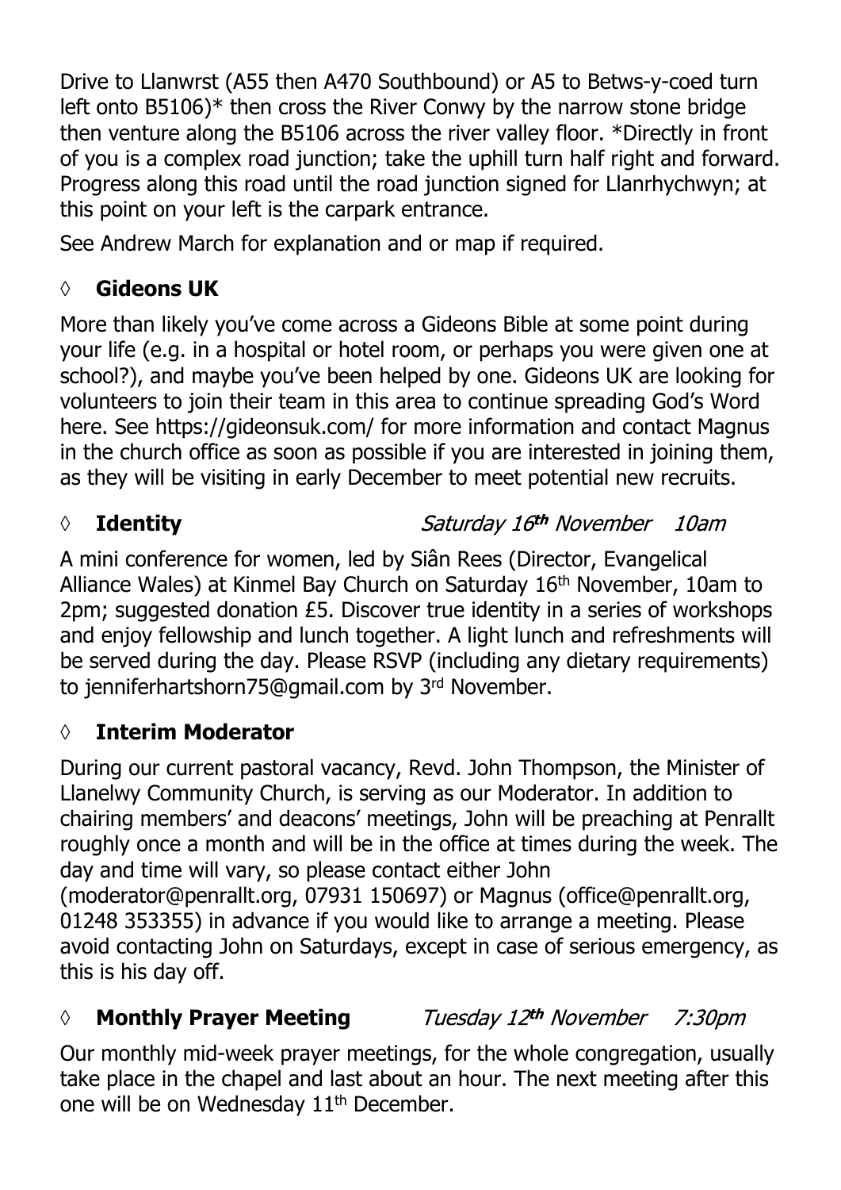Drive to Llanwrst (A55 then A470 Southbound) or A5 to Betws-y-coed turn left onto B5106)* then cross the River Conwy by the narrow stone bridge then venture along the B5106 across the river valley floor. *Directly in front of you is a complex road junction; take the uphill turn half right and forward. Progress along this road until the road junction signed for Llanrhychwyn; at this point on your left is the carpark entrance.

See Andrew March for explanation and or map if required.

## ◊ Gideons UK

More than likely you've come across a Gideons Bible at some point during your life (e.g. in a hospital or hotel room, or perhaps you were given one at school?), and maybe you've been helped by one. Gideons UK are looking for volunteers to join their team in this area to continue spreading God's Word here. See https://gideonsuk.com/ for more information and contact Magnus in the church office as soon as possible if you are interested in joining them, as they will be visiting in early December to meet potential new recruits.

## ◊ Identity — *Saturday 16th November 10am*

A mini conference for women, led by Siân Rees (Director, Evangelical Alliance Wales) at Kinmel Bay Church on Saturday 16th November, 10am to 2pm; suggested donation £5. Discover true identity in a series of workshops and enjoy fellowship and lunch together. A light lunch and refreshments will be served during the day. Please RSVP (including any dietary requirements) to jenniferhartshorn75@gmail.com by 3rd November.

## ◊ Interim Moderator

During our current pastoral vacancy, Revd. John Thompson, the Minister of Llanelwy Community Church, is serving as our Moderator. In addition to chairing members' and deacons' meetings, John will be preaching at Penrallt roughly once a month and will be in the office at times during the week. The day and time will vary, so please contact either John (moderator@penrallt.org, 07931 150697) or Magnus (office@penrallt.org, 01248 353355) in advance if you would like to arrange a meeting. Please avoid contacting John on Saturdays, except in case of serious emergency, as this is his day off.

## ◊ Monthly Prayer Meeting — *Tuesday 12th November 7:30pm*

Our monthly mid-week prayer meetings, for the whole congregation, usually take place in the chapel and last about an hour. The next meeting after this one will be on Wednesday 11th December.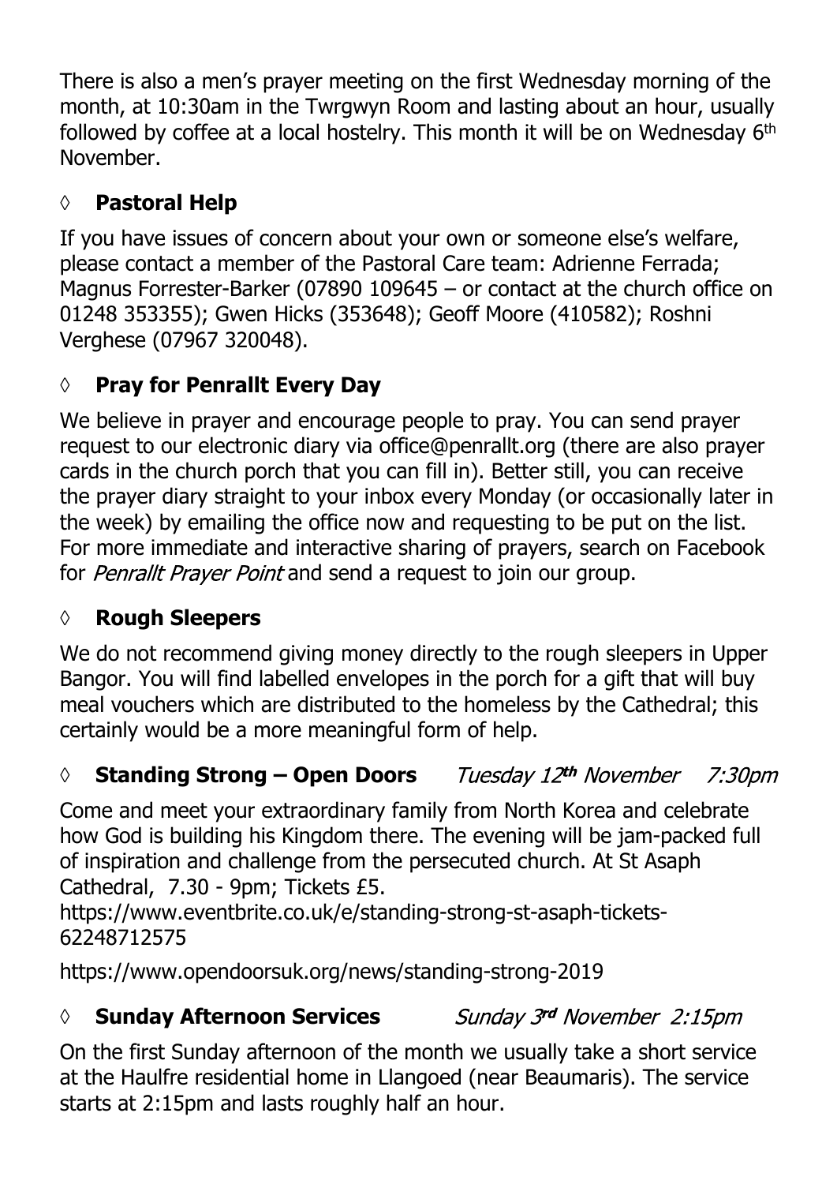There is also a men's prayer meeting on the first Wednesday morning of the month, at 10:30am in the Twrgwyn Room and lasting about an hour, usually followed by coffee at a local hostelry. This month it will be on Wednesday 6th November.

### ◊ **Pastoral Help**

If you have issues of concern about your own or someone else's welfare, please contact a member of the Pastoral Care team: Adrienne Ferrada; Magnus Forrester-Barker (07890 109645 – or contact at the church office on 01248 353355); Gwen Hicks (353648); Geoff Moore (410582); Roshni Verghese (07967 320048).

### ◊ **Pray for Penrallt Every Day**

We believe in prayer and encourage people to pray. You can send prayer request to our electronic diary via office@penrallt.org (there are also prayer cards in the church porch that you can fill in). Better still, you can receive the prayer diary straight to your inbox every Monday (or occasionally later in the week) by emailing the office now and requesting to be put on the list. For more immediate and interactive sharing of prayers, search on Facebook for *Penrallt Prayer Point* and send a request to join our group.

### ◊ **Rough Sleepers**

We do not recommend giving money directly to the rough sleepers in Upper Bangor. You will find labelled envelopes in the porch for a gift that will buy meal vouchers which are distributed to the homeless by the Cathedral; this certainly would be a more meaningful form of help.

### ◊ **Standing Strong – Open Doors** *Tuesday 12th November 7:30pm*

Come and meet your extraordinary family from North Korea and celebrate how God is building his Kingdom there. The evening will be jam-packed full of inspiration and challenge from the persecuted church. At St Asaph Cathedral, 7.30 - 9pm; Tickets £5.
https://www.eventbrite.co.uk/e/standing-strong-st-asaph-tickets-62248712575

https://www.opendoorsuk.org/news/standing-strong-2019

### ◊ **Sunday Afternoon Services** *Sunday 3rd November 2:15pm*

On the first Sunday afternoon of the month we usually take a short service at the Haulfre residential home in Llangoed (near Beaumaris). The service starts at 2:15pm and lasts roughly half an hour.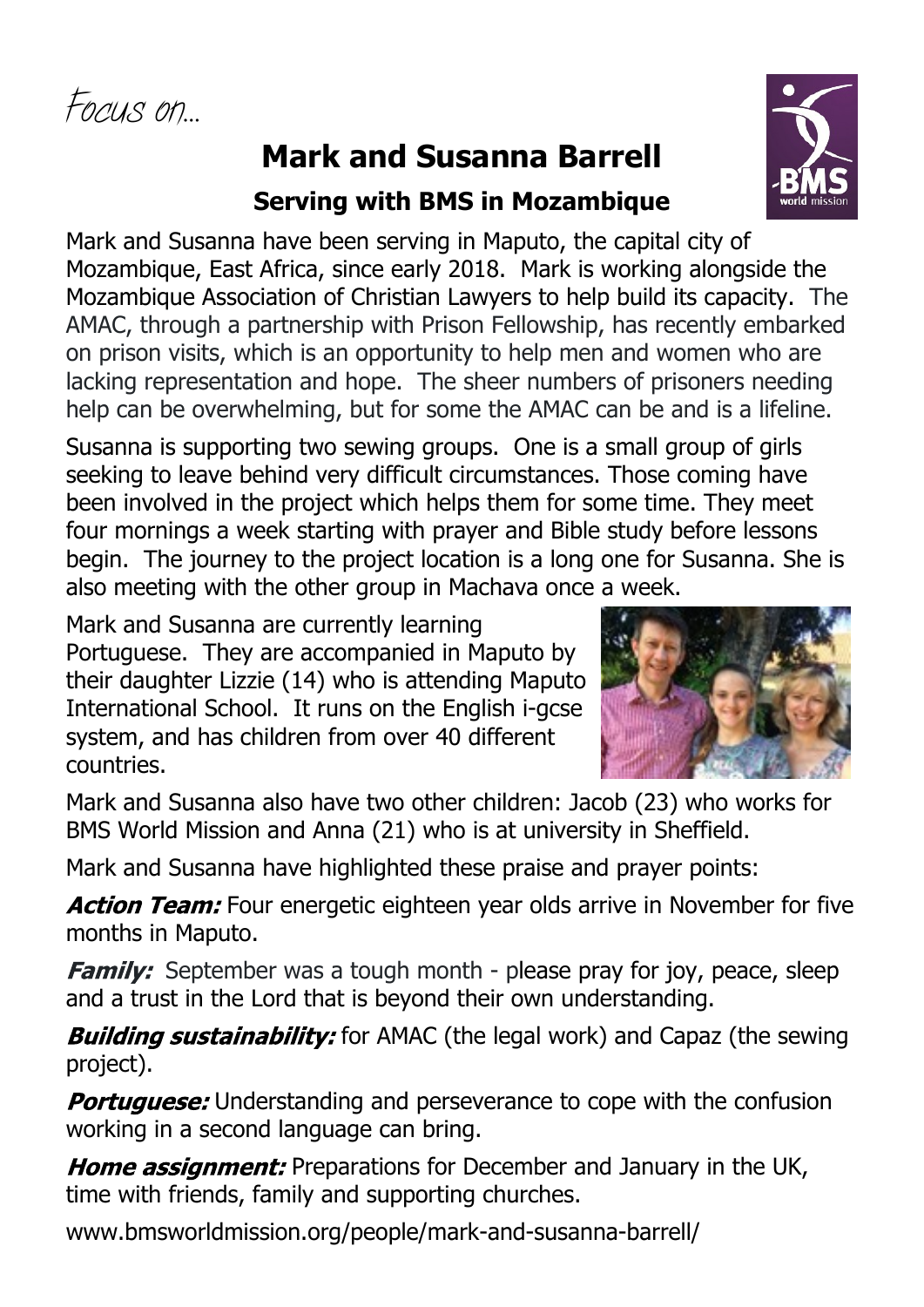*Focus on...*

# Mark and Susanna Barrell

## Serving with BMS in Mozambique

Mark and Susanna have been serving in Maputo, the capital city of Mozambique, East Africa, since early 2018. Mark is working alongside the Mozambique Association of Christian Lawyers to help build its capacity. The AMAC, through a partnership with Prison Fellowship, has recently embarked on prison visits, which is an opportunity to help men and women who are lacking representation and hope. The sheer numbers of prisoners needing help can be overwhelming, but for some the AMAC can be and is a lifeline.

Susanna is supporting two sewing groups. One is a small group of girls seeking to leave behind very difficult circumstances. Those coming have been involved in the project which helps them for some time. They meet four mornings a week starting with prayer and Bible study before lessons begin. The journey to the project location is a long one for Susanna. She is also meeting with the other group in Machava once a week.

Mark and Susanna are currently learning Portuguese. They are accompanied in Maputo by their daughter Lizzie (14) who is attending Maputo International School. It runs on the English i-gcse system, and has children from over 40 different countries.

Mark and Susanna also have two other children: Jacob (23) who works for BMS World Mission and Anna (21) who is at university in Sheffield.

Mark and Susanna have highlighted these praise and prayer points:

***Action Team:*** Four energetic eighteen year olds arrive in November for five months in Maputo.

***Family:*** September was a tough month - please pray for joy, peace, sleep and a trust in the Lord that is beyond their own understanding.

***Building sustainability:*** for AMAC (the legal work) and Capaz (the sewing project).

***Portuguese:*** Understanding and perseverance to cope with the confusion working in a second language can bring.

***Home assignment:*** Preparations for December and January in the UK, time with friends, family and supporting churches.

www.bmsworldmission.org/people/mark-and-susanna-barrell/